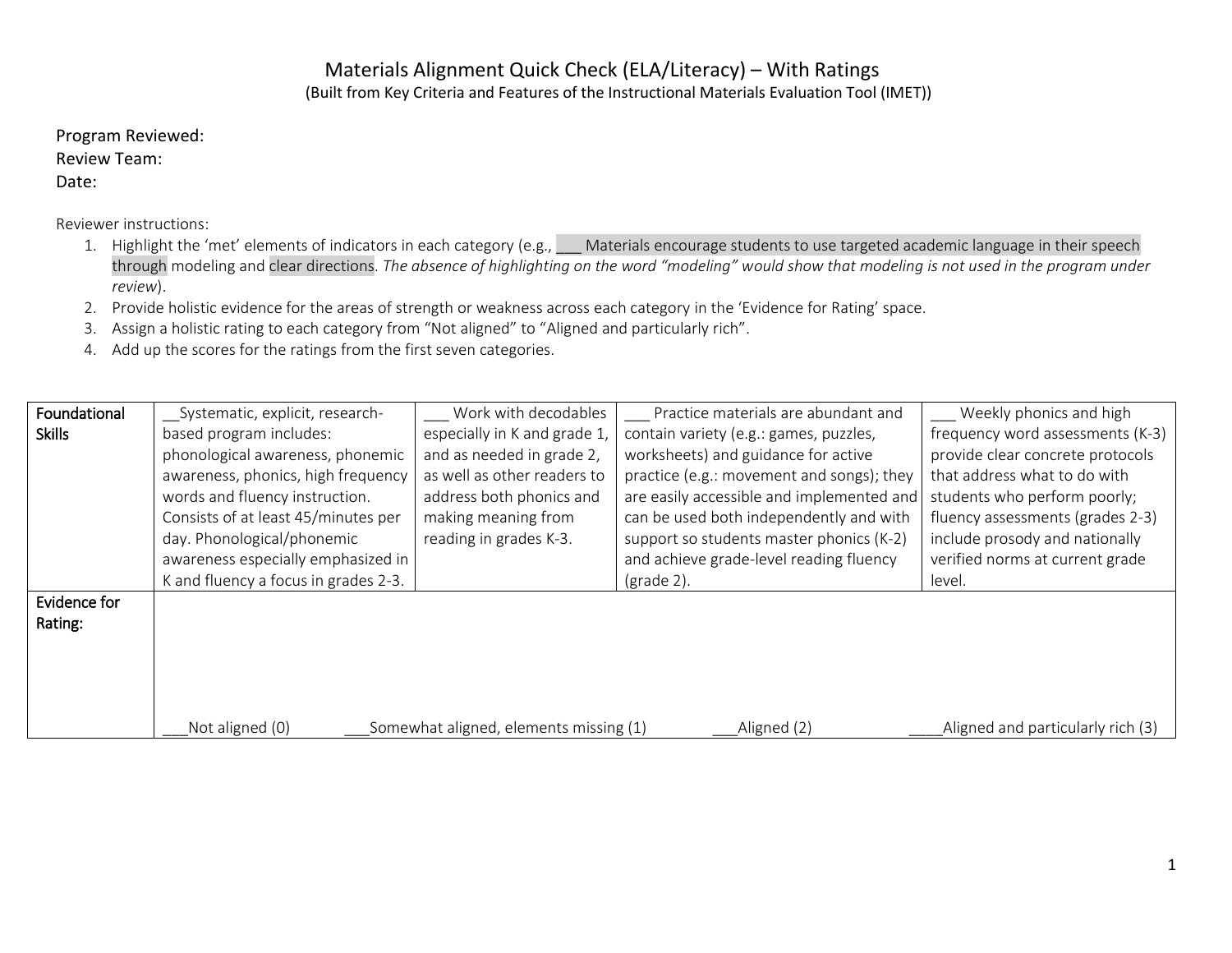# Materials Alignment Quick Check (ELA/Literacy) – With Ratings

(Built from Key Criteria and Features of the Instructional Materials Evaluation Tool (IMET))

Program Reviewed:
Review Team:
Date:

Reviewer instructions:

1. Highlight the 'met' elements of indicators in each category (e.g., ___ Materials encourage students to use targeted academic language in their speech through modeling and clear directions. *The absence of highlighting on the word "modeling" would show that modeling is not used in the program under review*).
2. Provide holistic evidence for the areas of strength or weakness across each category in the 'Evidence for Rating' space.
3. Assign a holistic rating to each category from "Not aligned" to "Aligned and particularly rich".
4. Add up the scores for the ratings from the first seven categories.

| **Foundational Skills** | __Systematic, explicit, research-based program includes: phonological awareness, phonemic awareness, phonics, high frequency words and fluency instruction. Consists of at least 45/minutes per day. Phonological/phonemic awareness especially emphasized in K and fluency a focus in grades 2-3. | ___ Work with decodables especially in K and grade 1, and as needed in grade 2, as well as other readers to address both phonics and making meaning from reading in grades K-3. | ___ Practice materials are abundant and contain variety (e.g.: games, puzzles, worksheets) and guidance for active practice (e.g.: movement and songs); they are easily accessible and implemented and can be used both independently and with support so students master phonics (K-2) and achieve grade-level reading fluency (grade 2). | ___ Weekly phonics and high frequency word assessments (K-3) provide clear concrete protocols that address what to do with students who perform poorly; fluency assessments (grades 2-3) include prosody and nationally verified norms at current grade level. |
|---|---|---|---|---|
| **Evidence for Rating:** | ___Not aligned (0) ___Somewhat aligned, elements missing (1) ___Aligned (2) ____Aligned and particularly rich (3) | | | |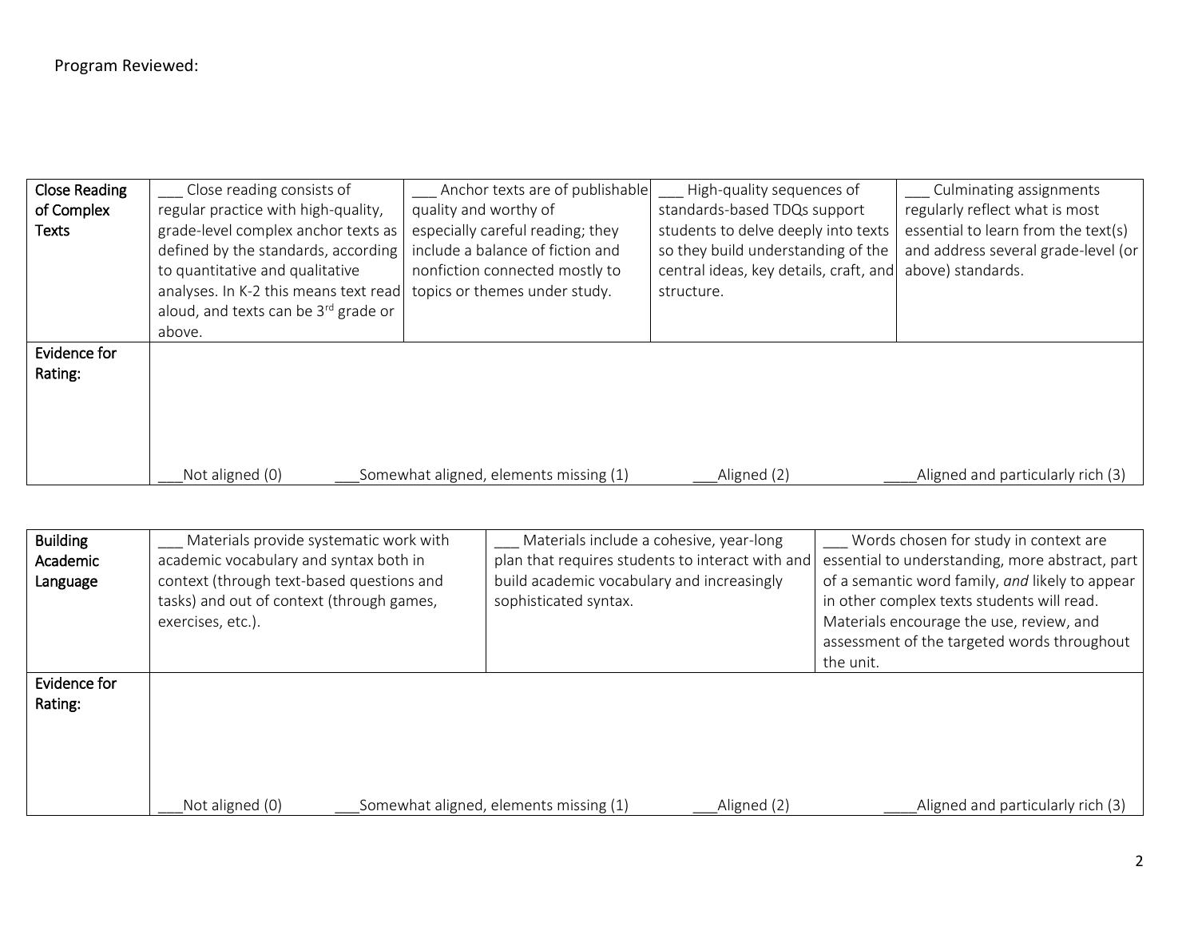Program Reviewed:

| Close Reading of Complex Texts | ___ Close reading consists of regular practice with high-quality, grade-level complex anchor texts as defined by the standards, according to quantitative and qualitative analyses. In K-2 this means text read aloud, and texts can be 3rd grade or above. | ___ Anchor texts are of publishable quality and worthy of especially careful reading; they include a balance of fiction and nonfiction connected mostly to topics or themes under study. | ___ High-quality sequences of standards-based TDQs support students to delve deeply into texts so they build understanding of the central ideas, key details, craft, and structure. | ___ Culminating assignments regularly reflect what is most essential to learn from the text(s) and address several grade-level (or above) standards. |
|---|---|---|---|---|
| Evidence for Rating: | ___Not aligned (0) | ___Somewhat aligned, elements missing (1) | ___Aligned (2) | ____Aligned and particularly rich (3) |

| Building Academic Language | ___ Materials provide systematic work with academic vocabulary and syntax both in context (through text-based questions and tasks) and out of context (through games, exercises, etc.). | ___ Materials include a cohesive, year-long plan that requires students to interact with and build academic vocabulary and increasingly sophisticated syntax. | ___ Words chosen for study in context are essential to understanding, more abstract, part of a semantic word family, *and* likely to appear in other complex texts students will read. Materials encourage the use, review, and assessment of the targeted words throughout the unit. | |
|---|---|---|---|---|
| Evidence for Rating: | ___Not aligned (0) | ___Somewhat aligned, elements missing (1) | ___Aligned (2) | ____Aligned and particularly rich (3) |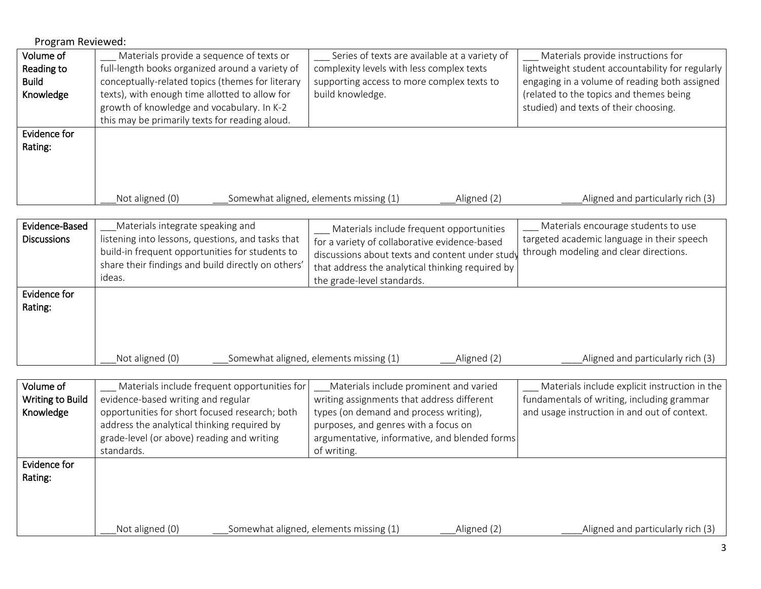Program Reviewed:

| Volume of Reading to Build Knowledge | ___ Materials provide a sequence of texts or full-length books organized around a variety of conceptually-related topics (themes for literary texts), with enough time allotted to allow for growth of knowledge and vocabulary. In K-2 this may be primarily texts for reading aloud. | ___ Series of texts are available at a variety of complexity levels with less complex texts supporting access to more complex texts to build knowledge. | ___ Materials provide instructions for lightweight student accountability for regularly engaging in a volume of reading both assigned (related to the topics and themes being studied) and texts of their choosing. |
|---|---|---|---|
| Evidence for Rating: | ___Not aligned (0) ___Somewhat aligned, elements missing (1) ___Aligned (2) ____Aligned and particularly rich (3) | | |

| Evidence-Based Discussions | ___Materials integrate speaking and listening into lessons, questions, and tasks that build-in frequent opportunities for students to share their findings and build directly on others' ideas. | ___ Materials include frequent opportunities for a variety of collaborative evidence-based discussions about texts and content under study that address the analytical thinking required by the grade-level standards. | ___ Materials encourage students to use targeted academic language in their speech through modeling and clear directions. |
|---|---|---|---|
| Evidence for Rating: | ___Not aligned (0) ___Somewhat aligned, elements missing (1) ___Aligned (2) ____Aligned and particularly rich (3) | | |

| Volume of Writing to Build Knowledge | ___ Materials include frequent opportunities for evidence-based writing and regular opportunities for short focused research; both address the analytical thinking required by grade-level (or above) reading and writing standards. | ___Materials include prominent and varied writing assignments that address different types (on demand and process writing), purposes, and genres with a focus on argumentative, informative, and blended forms of writing. | ___ Materials include explicit instruction in the fundamentals of writing, including grammar and usage instruction in and out of context. |
|---|---|---|---|
| Evidence for Rating: | ___Not aligned (0) ___Somewhat aligned, elements missing (1) ___Aligned (2) ____Aligned and particularly rich (3) | | |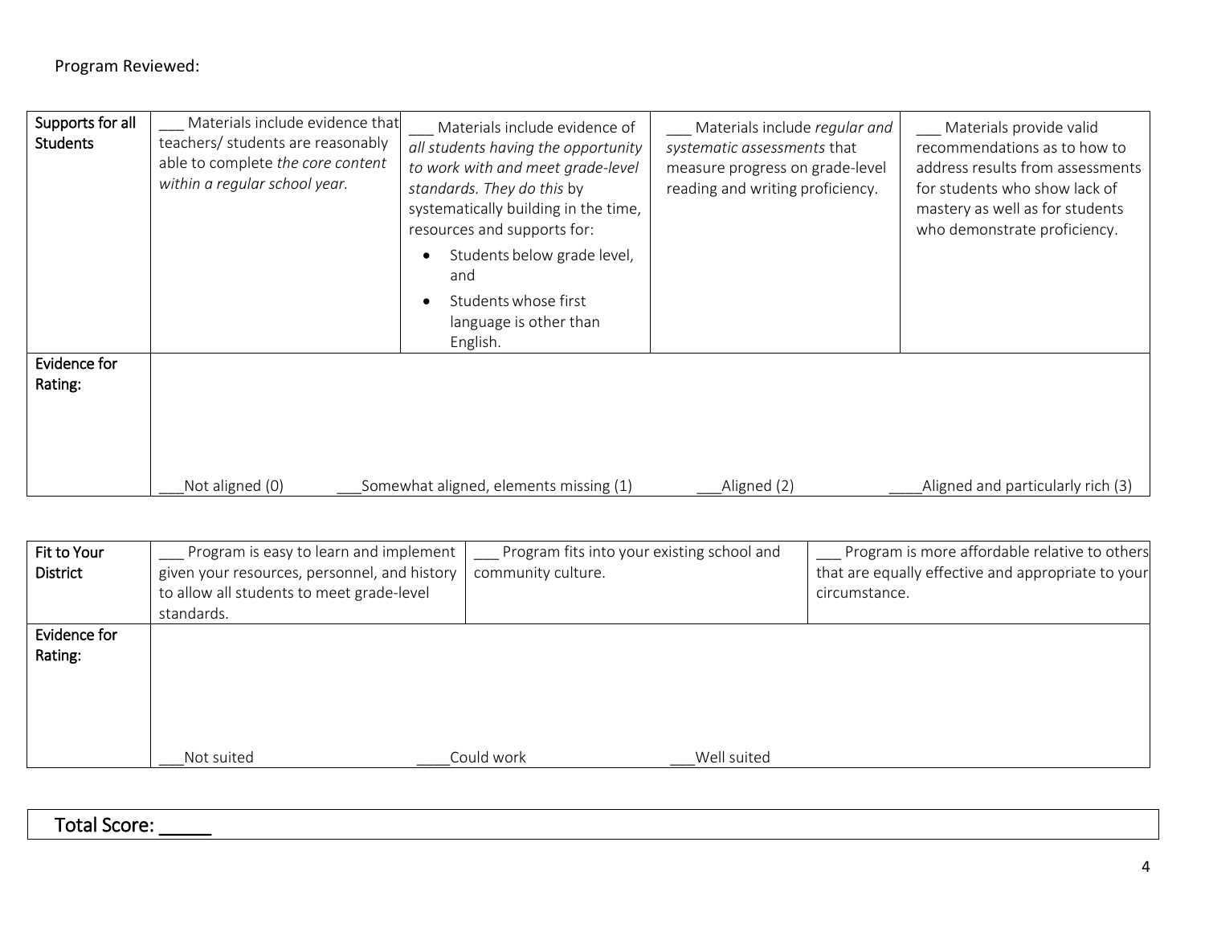Program Reviewed:

| | | | | |
|---|---|---|---|---|
| **Supports for all Students** | ___ Materials include evidence that teachers/ students are reasonably able to complete *the core content within a regular school year.* | ___ Materials include evidence of *all students having the opportunity to work with and meet grade-level standards. They do this* by systematically building in the time, resources and supports for: <br>• Students below grade level, and <br>• Students whose first language is other than English. | ___ Materials include *regular and systematic assessments* that measure progress on grade-level reading and writing proficiency. | ___ Materials provide valid recommendations as to how to address results from assessments for students who show lack of mastery as well as for students who demonstrate proficiency. |
| **Evidence for Rating:** | ___Not aligned (0) | ___Somewhat aligned, elements missing (1) | ___Aligned (2) | ____Aligned and particularly rich (3) |

| | | | |
|---|---|---|---|
| **Fit to Your District** | ___ Program is easy to learn and implement given your resources, personnel, and history to allow all students to meet grade-level standards. | ___ Program fits into your existing school and community culture. | ___ Program is more affordable relative to others that are equally effective and appropriate to your circumstance. |
| **Evidence for Rating:** | ___Not suited | ____Could work | ___Well suited |

Total Score: _____